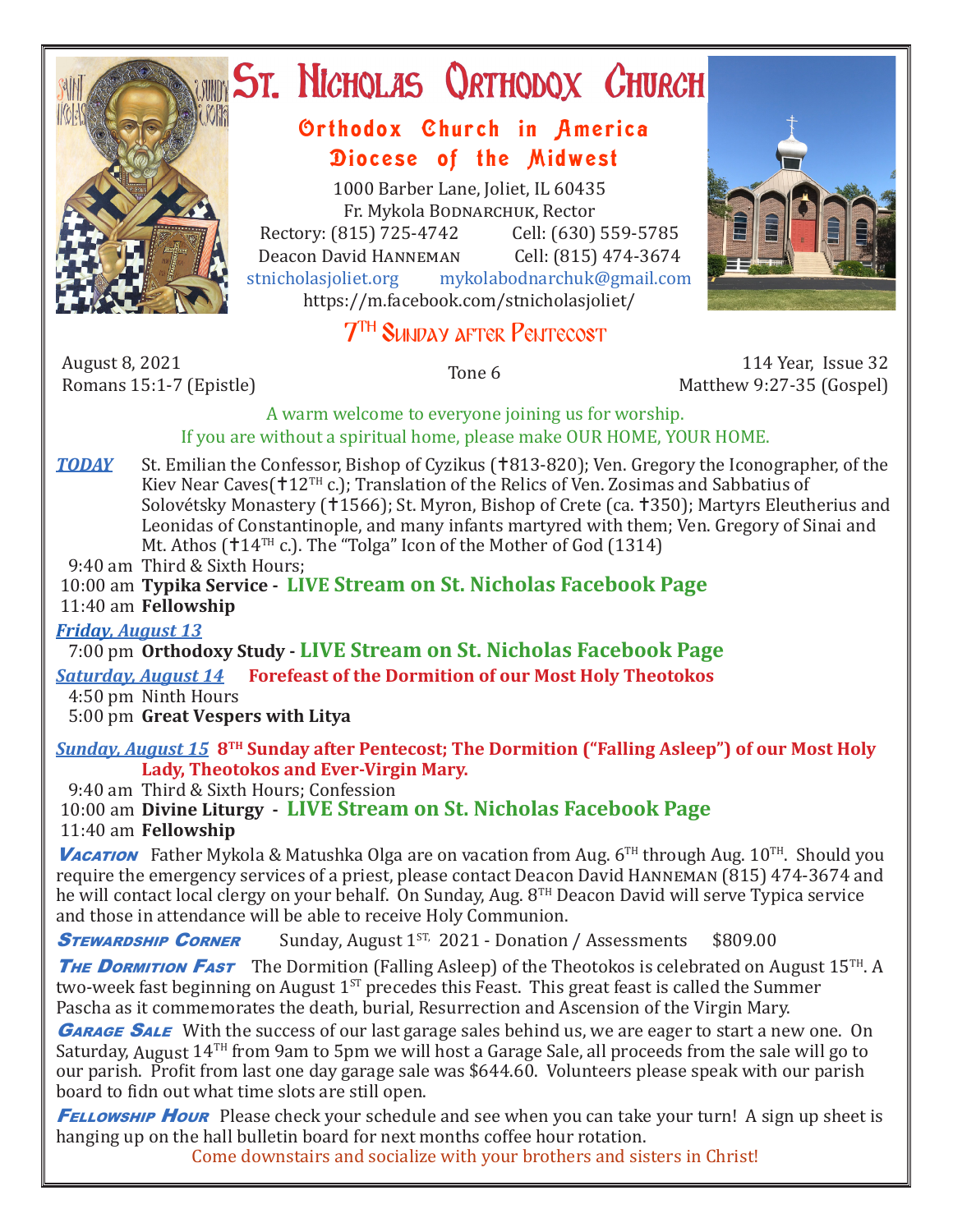# St. Nicholas Orthodox Church

## Orthodox Church in America
## Diocese of the Midwest

1000 Barber Lane, Joliet, IL 60435
Fr. Mykola Bodnarchuk, Rector
Rectory: (815) 725-4742 Cell: (630) 559-5785
Deacon David Hanneman Cell: (815) 474-3674
stnicholasjoliet.org mykolabodnarchuk@gmail.com
https://m.facebook.com/stnicholasjoliet/

## 7TH Sunday after Pentecost

August 8, 2021
Romans 15:1-7 (Epistle)

Tone 6

114 Year, Issue 32
Matthew 9:27-35 (Gospel)

A warm welcome to everyone joining us for worship.
If you are without a spiritual home, please make OUR HOME, YOUR HOME.

***TODAY*** St. Emilian the Confessor, Bishop of Cyzikus (✝813-820); Ven. Gregory the Iconographer, of the Kiev Near Caves(✝12TH c.); Translation of the Relics of Ven. Zosimas and Sabbatius of Solovétsky Monastery (✝1566); St. Myron, Bishop of Crete (ca. ✝350); Martyrs Eleutherius and Leonidas of Constantinople, and many infants martyred with them; Ven. Gregory of Sinai and Mt. Athos (✝14TH c.). The "Tolga" Icon of the Mother of God (1314)

9:40 am Third & Sixth Hours;
10:00 am **Typika Service - LIVE Stream on St. Nicholas Facebook Page**
11:40 am **Fellowship**

***Friday, August 13***
7:00 pm **Orthodoxy Study - LIVE Stream on St. Nicholas Facebook Page**

***Saturday, August 14*** **Forefeast of the Dormition of our Most Holy Theotokos**
4:50 pm Ninth Hours
5:00 pm **Great Vespers with Litya**

***Sunday, August 15*** **8TH Sunday after Pentecost; The Dormition ("Falling Asleep") of our Most Holy Lady, Theotokos and Ever-Virgin Mary.**
9:40 am Third & Sixth Hours; Confession
10:00 am **Divine Liturgy - LIVE Stream on St. Nicholas Facebook Page**
11:40 am **Fellowship**

***Vacation*** Father Mykola & Matushka Olga are on vacation from Aug. 6TH through Aug. 10TH. Should you require the emergency services of a priest, please contact Deacon David Hanneman (815) 474-3674 and he will contact local clergy on your behalf. On Sunday, Aug. 8TH Deacon David will serve Typica service and those in attendance will be able to receive Holy Communion.

***Stewardship Corner*** Sunday, August 1ST, 2021 - Donation / Assessments $809.00

***The Dormition Fast*** The Dormition (Falling Asleep) of the Theotokos is celebrated on August 15TH. A two-week fast beginning on August 1ST precedes this Feast. This great feast is called the Summer Pascha as it commemorates the death, burial, Resurrection and Ascension of the Virgin Mary.

***Garage Sale*** With the success of our last garage sales behind us, we are eager to start a new one. On Saturday, August 14TH from 9am to 5pm we will host a Garage Sale, all proceeds from the sale will go to our parish. Profit from last one day garage sale was $644.60. Volunteers please speak with our parish board to fidn out what time slots are still open.

***Fellowship Hour*** Please check your schedule and see when you can take your turn! A sign up sheet is hanging up on the hall bulletin board for next months coffee hour rotation.

Come downstairs and socialize with your brothers and sisters in Christ!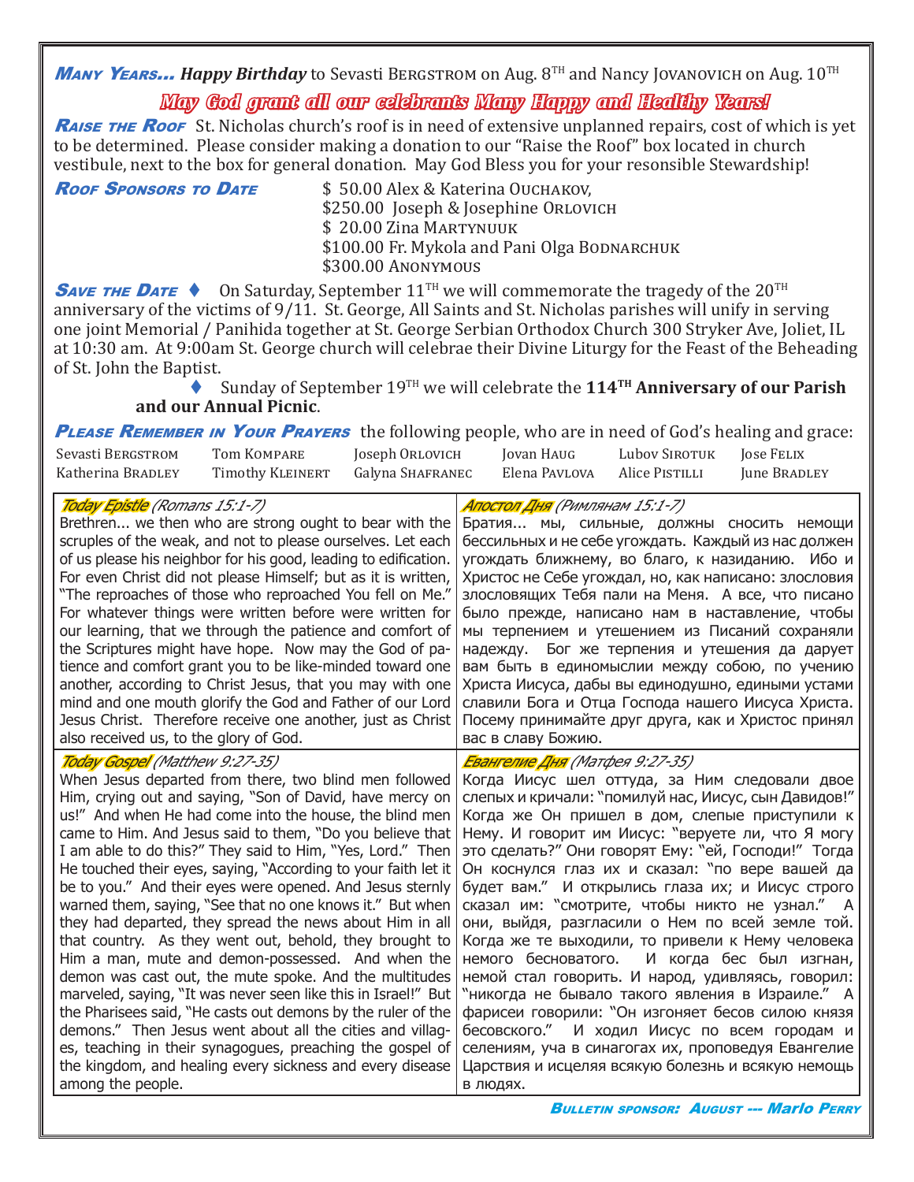**MANY YEARS... *Happy Birthday*** to Sevasti BERGSTROM on Aug. 8TH and Nancy JOVANOVICH on Aug. 10TH

***May God grant all our celebrants Many Happy and Healthy Years!***

**RAISE THE ROOF** St. Nicholas church's roof is in need of extensive unplanned repairs, cost of which is yet to be determined. Please consider making a donation to our "Raise the Roof" box located in church vestibule, next to the box for general donation. May God Bless you for your resonsible Stewardship!

**ROOF SPONSORS TO DATE**

$ 50.00 Alex & Katerina OUCHAKOV,
$250.00 Joseph & Josephine ORLOVICH
$ 20.00 Zina MARTYNUUK
$100.00 Fr. Mykola and Pani Olga BODNARCHUK
$300.00 ANONYMOUS

**SAVE THE DATE** ♦ On Saturday, September 11TH we will commemorate the tragedy of the 20TH anniversary of the victims of 9/11. St. George, All Saints and St. Nicholas parishes will unify in serving one joint Memorial / Panihida together at St. George Serbian Orthodox Church 300 Stryker Ave, Joliet, IL at 10:30 am. At 9:00am St. George church will celebrae their Divine Liturgy for the Feast of the Beheading of St. John the Baptist.

♦ Sunday of September 19TH we will celebrate the **114TH Anniversary of our Parish and our Annual Picnic**.

**PLEASE REMEMBER IN YOUR PRAYERS** the following people, who are in need of God's healing and grace:

| | | | | | |
|---|---|---|---|---|---|
| Sevasti BERGSTROM | Tom KOMPARE | Joseph ORLOVICH | Jovan HAUG | Lubov SIROTUK | Jose FELIX |
| Katherina BRADLEY | Timothy KLEINERT | Galyna SHAFRANEC | Elena PAVLOVA | Alice PISTILLI | June BRADLEY |

*Today Epistle (Romans 15:1-7)*

Brethren... we then who are strong ought to bear with the scruples of the weak, and not to please ourselves. Let each of us please his neighbor for his good, leading to edification. For even Christ did not please Himself; but as it is written, "The reproaches of those who reproached You fell on Me." For whatever things were written before were written for our learning, that we through the patience and comfort of the Scriptures might have hope. Now may the God of patience and comfort grant you to be like-minded toward one another, according to Christ Jesus, that you may with one mind and one mouth glorify the God and Father of our Lord Jesus Christ. Therefore receive one another, just as Christ also received us, to the glory of God.

*Апостол Дня (Римлянам 15:1-7)*

Братия... мы, сильные, должны сносить немощи бессильных и не себе угождать. Каждый из нас должен угождать ближнему, во благо, к назиданию. Ибо и Христос не Себе угождал, но, как написано: злословия злословящих Тебя пали на Меня. А все, что писано было прежде, написано нам в наставление, чтобы мы терпением и утешением из Писаний сохраняли надежду. Бог же терпения и утешения да дарует вам быть в единомыслии между собою, по учению Христа Иисуса, дабы вы единодушно, едиными устами славили Бога и Отца Господа нашего Иисуса Христа. Посему принимайте друг друга, как и Христос принял вас в славу Божию.

*Today Gospel (Matthew 9:27-35)*

When Jesus departed from there, two blind men followed Him, crying out and saying, "Son of David, have mercy on us!" And when He had come into the house, the blind men came to Him. And Jesus said to them, "Do you believe that I am able to do this?" They said to Him, "Yes, Lord." Then He touched their eyes, saying, "According to your faith let it be to you." And their eyes were opened. And Jesus sternly warned them, saying, "See that no one knows it." But when they had departed, they spread the news about Him in all that country. As they went out, behold, they brought to Him a man, mute and demon-possessed. And when the demon was cast out, the mute spoke. And the multitudes marveled, saying, "It was never seen like this in Israel!" But the Pharisees said, "He casts out demons by the ruler of the demons." Then Jesus went about all the cities and villages, teaching in their synagogues, preaching the gospel of the kingdom, and healing every sickness and every disease among the people.

*Евангелие Дня (Матфея 9:27-35)*

Когда Иисус шел оттуда, за Ним следовали двое слепых и кричали: "помилуй нас, Иисус, сын Давидов!" Когда же Он пришел в дом, слепые приступили к Нему. И говорит им Иисус: "веруете ли, что Я могу это сделать?" Они говорят Ему: "ей, Господи!" Тогда Он коснулся глаз их и сказал: "по вере вашей да будет вам." И открылись глаза их; и Иисус строго сказал им: "смотрите, чтобы никто не узнал." А они, выйдя, разгласили о Нем по всей земле той. Когда же те выходили, то привели к Нему человека немого бесноватого. И когда бес был изгнан, немой стал говорить. И народ, удивляясь, говорил: "никогда не бывало такого явления в Израиле." А фарисеи говорили: "Он изгоняет бесов силою князя бесовского." И ходил Иисус по всем городам и селениям, уча в синагогах их, проповедуя Евангелие Царствия и исцеляя всякую болезнь и всякую немощь в людях.

***BULLETIN SPONSOR: AUGUST --- Marlo PERRY***